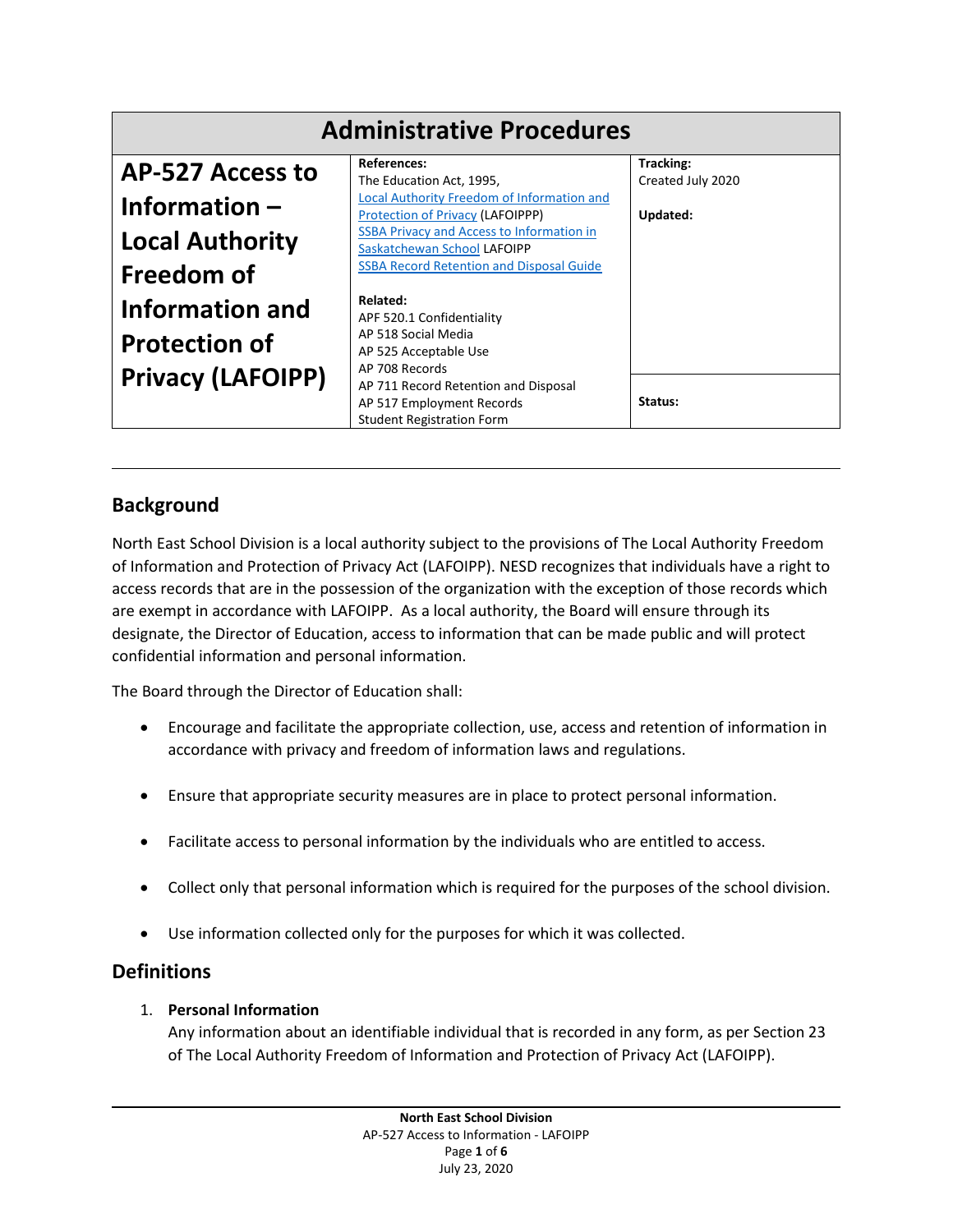# Administrative Procedures

| AP-527 Access to Information – Local Authority Freedom of Information and Protection of Privacy (LAFOIPP) | **References:**<br>The Education Act, 1995,<br>Local Authority Freedom of Information and Protection of Privacy (LAFOIPPP)<br>SSBA Privacy and Access to Information in Saskatchewan School LAFOIPP<br>SSBA Record Retention and Disposal Guide<br><br>**Related:**<br>APF 520.1 Confidentiality<br>AP 518 Social Media<br>AP 525 Acceptable Use<br>AP 708 Records<br>AP 711 Record Retention and Disposal<br>AP 517 Employment Records<br>Student Registration Form | **Tracking:**<br>Created July 2020<br><br>**Updated:**<br><br>**Status:** |
|---|---|---|

## Background

North East School Division is a local authority subject to the provisions of The Local Authority Freedom of Information and Protection of Privacy Act (LAFOIPP). NESD recognizes that individuals have a right to access records that are in the possession of the organization with the exception of those records which are exempt in accordance with LAFOIPP. As a local authority, the Board will ensure through its designate, the Director of Education, access to information that can be made public and will protect confidential information and personal information.

The Board through the Director of Education shall:

- Encourage and facilitate the appropriate collection, use, access and retention of information in accordance with privacy and freedom of information laws and regulations.
- Ensure that appropriate security measures are in place to protect personal information.
- Facilitate access to personal information by the individuals who are entitled to access.
- Collect only that personal information which is required for the purposes of the school division.
- Use information collected only for the purposes for which it was collected.

## Definitions

1. **Personal Information**
   Any information about an identifiable individual that is recorded in any form, as per Section 23 of The Local Authority Freedom of Information and Protection of Privacy Act (LAFOIPP).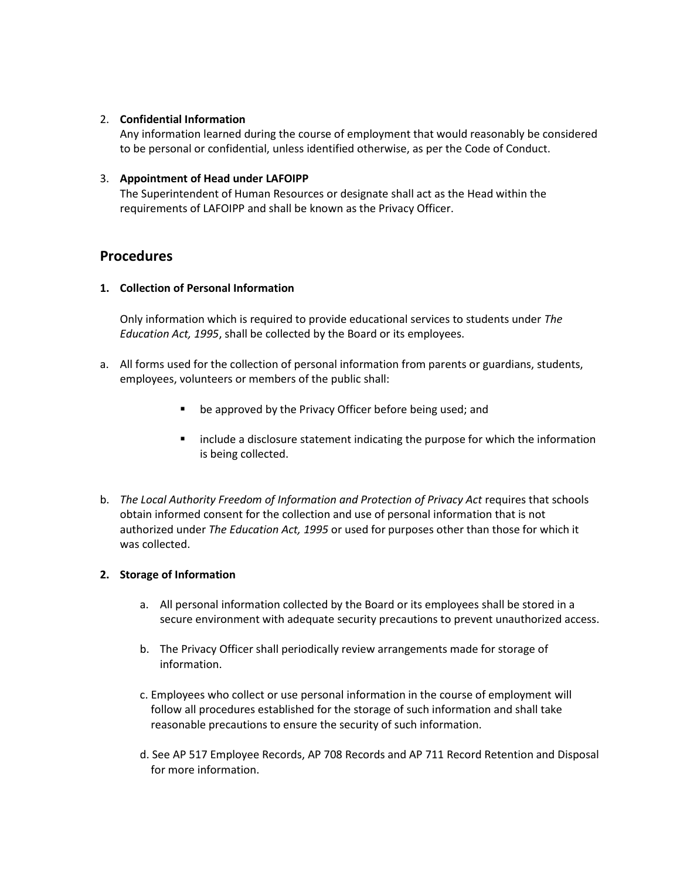2. **Confidential Information**
   Any information learned during the course of employment that would reasonably be considered to be personal or confidential, unless identified otherwise, as per the Code of Conduct.

3. **Appointment of Head under LAFOIPP**
   The Superintendent of Human Resources or designate shall act as the Head within the requirements of LAFOIPP and shall be known as the Privacy Officer.

## Procedures

**1. Collection of Personal Information**

Only information which is required to provide educational services to students under *The Education Act, 1995*, shall be collected by the Board or its employees.

a. All forms used for the collection of personal information from parents or guardians, students, employees, volunteers or members of the public shall:

   - be approved by the Privacy Officer before being used; and
   - include a disclosure statement indicating the purpose for which the information is being collected.

b. *The Local Authority Freedom of Information and Protection of Privacy Act* requires that schools obtain informed consent for the collection and use of personal information that is not authorized under *The Education Act, 1995* or used for purposes other than those for which it was collected.

**2. Storage of Information**

a. All personal information collected by the Board or its employees shall be stored in a secure environment with adequate security precautions to prevent unauthorized access.

b. The Privacy Officer shall periodically review arrangements made for storage of information.

c. Employees who collect or use personal information in the course of employment will follow all procedures established for the storage of such information and shall take reasonable precautions to ensure the security of such information.

d. See AP 517 Employee Records, AP 708 Records and AP 711 Record Retention and Disposal for more information.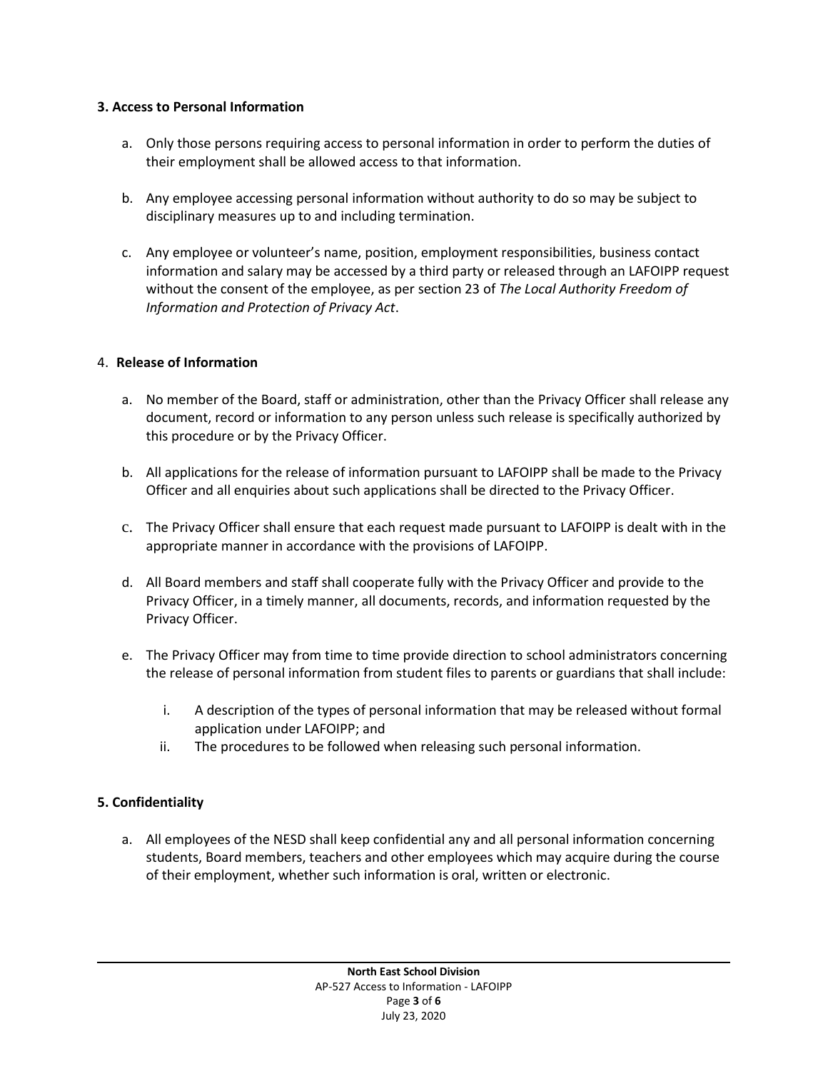### 3. Access to Personal Information

a. Only those persons requiring access to personal information in order to perform the duties of their employment shall be allowed access to that information.

b. Any employee accessing personal information without authority to do so may be subject to disciplinary measures up to and including termination.

c. Any employee or volunteer's name, position, employment responsibilities, business contact information and salary may be accessed by a third party or released through an LAFOIPP request without the consent of the employee, as per section 23 of *The Local Authority Freedom of Information and Protection of Privacy Act*.

### 4. Release of Information

a. No member of the Board, staff or administration, other than the Privacy Officer shall release any document, record or information to any person unless such release is specifically authorized by this procedure or by the Privacy Officer.

b. All applications for the release of information pursuant to LAFOIPP shall be made to the Privacy Officer and all enquiries about such applications shall be directed to the Privacy Officer.

c. The Privacy Officer shall ensure that each request made pursuant to LAFOIPP is dealt with in the appropriate manner in accordance with the provisions of LAFOIPP.

d. All Board members and staff shall cooperate fully with the Privacy Officer and provide to the Privacy Officer, in a timely manner, all documents, records, and information requested by the Privacy Officer.

e. The Privacy Officer may from time to time provide direction to school administrators concerning the release of personal information from student files to parents or guardians that shall include:

   i. A description of the types of personal information that may be released without formal application under LAFOIPP; and
   
   ii. The procedures to be followed when releasing such personal information.

### 5. Confidentiality

a. All employees of the NESD shall keep confidential any and all personal information concerning students, Board members, teachers and other employees which may acquire during the course of their employment, whether such information is oral, written or electronic.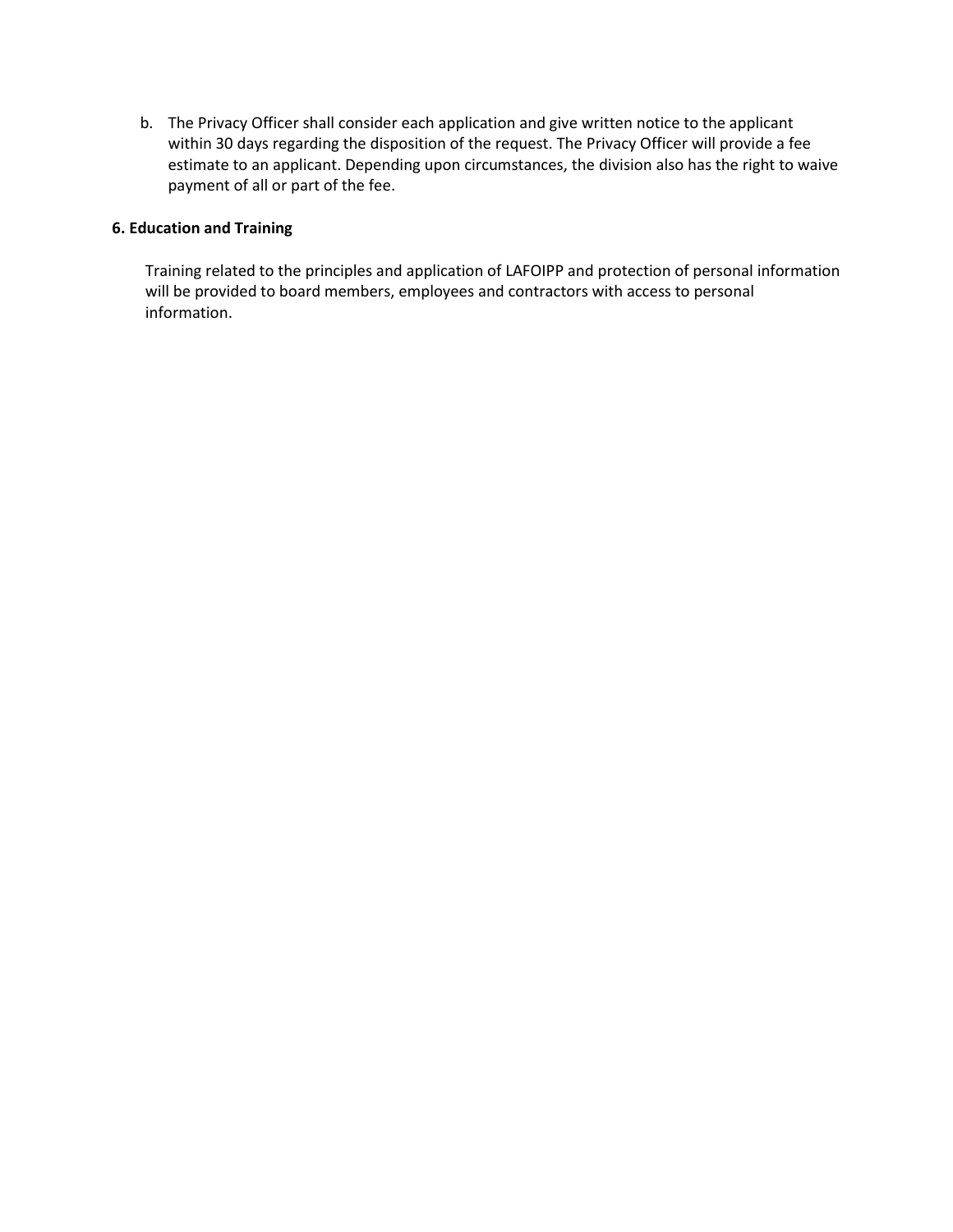b. The Privacy Officer shall consider each application and give written notice to the applicant within 30 days regarding the disposition of the request. The Privacy Officer will provide a fee estimate to an applicant. Depending upon circumstances, the division also has the right to waive payment of all or part of the fee.

**6. Education and Training**

Training related to the principles and application of LAFOIPP and protection of personal information will be provided to board members, employees and contractors with access to personal information.